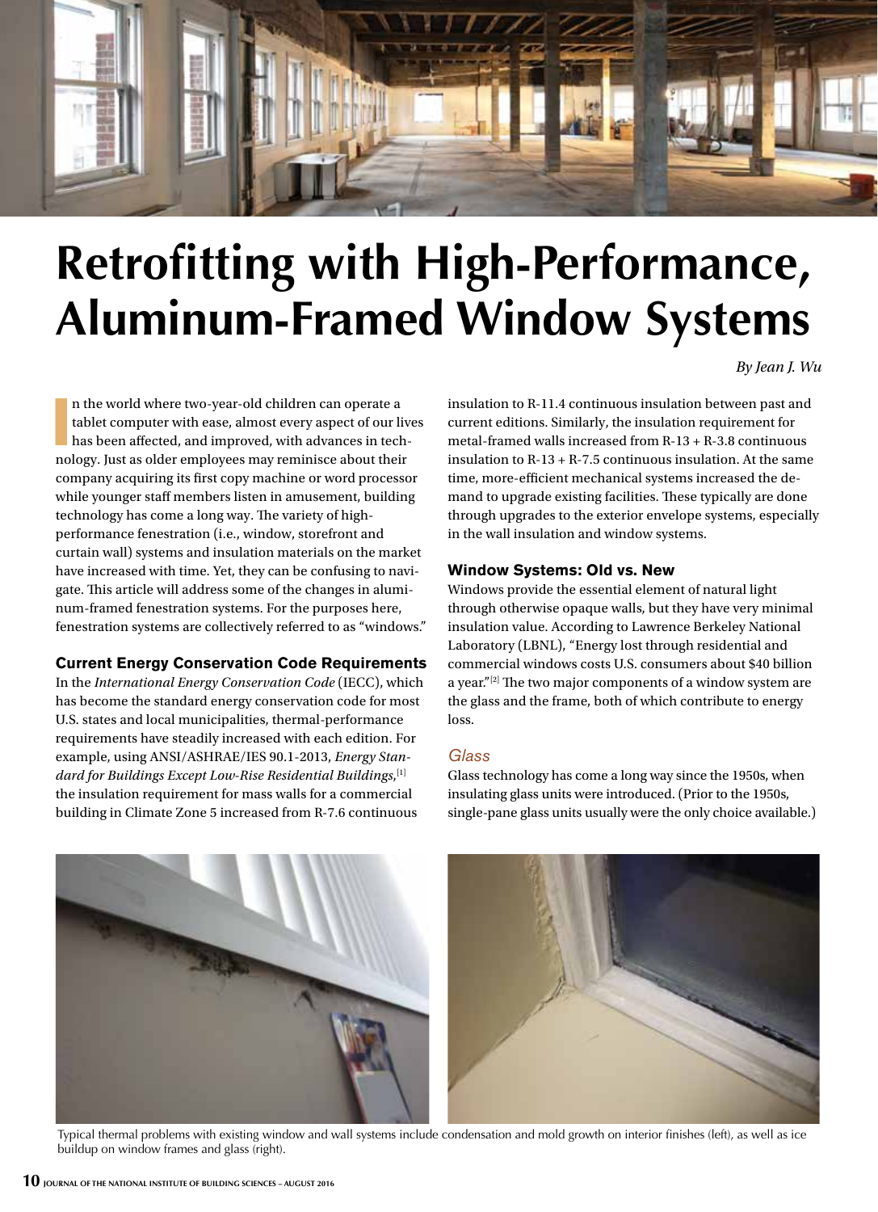# Retrofitting with High-Performance, Aluminum-Framed Window Systems

*By Jean J. Wu*

In the world where two-year-old children can operate a tablet computer with ease, almost every aspect of our lives has been affected, and improved, with advances in technology. Just as older employees may reminisce about their company acquiring its first copy machine or word processor while younger staff members listen in amusement, building technology has come a long way. The variety of high-performance fenestration (i.e., window, storefront and curtain wall) systems and insulation materials on the market have increased with time. Yet, they can be confusing to navigate. This article will address some of the changes in aluminum-framed fenestration systems. For the purposes here, fenestration systems are collectively referred to as "windows."

### Current Energy Conservation Code Requirements

In the *International Energy Conservation Code* (IECC), which has become the standard energy conservation code for most U.S. states and local municipalities, thermal-performance requirements have steadily increased with each edition. For example, using ANSI/ASHRAE/IES 90.1-2013, *Energy Standard for Buildings Except Low-Rise Residential Buildings*,[1] the insulation requirement for mass walls for a commercial building in Climate Zone 5 increased from R-7.6 continuous insulation to R-11.4 continuous insulation between past and current editions. Similarly, the insulation requirement for metal-framed walls increased from R-13 + R-3.8 continuous insulation to R-13 + R-7.5 continuous insulation. At the same time, more-efficient mechanical systems increased the demand to upgrade existing facilities. These typically are done through upgrades to the exterior envelope systems, especially in the wall insulation and window systems.

### Window Systems: Old vs. New

Windows provide the essential element of natural light through otherwise opaque walls, but they have very minimal insulation value. According to Lawrence Berkeley National Laboratory (LBNL), "Energy lost through residential and commercial windows costs U.S. consumers about $40 billion a year."[2] The two major components of a window system are the glass and the frame, both of which contribute to energy loss.

#### *Glass*

Glass technology has come a long way since the 1950s, when insulating glass units were introduced. (Prior to the 1950s, single-pane glass units usually were the only choice available.)

Typical thermal problems with existing window and wall systems include condensation and mold growth on interior finishes (left), as well as ice buildup on window frames and glass (right).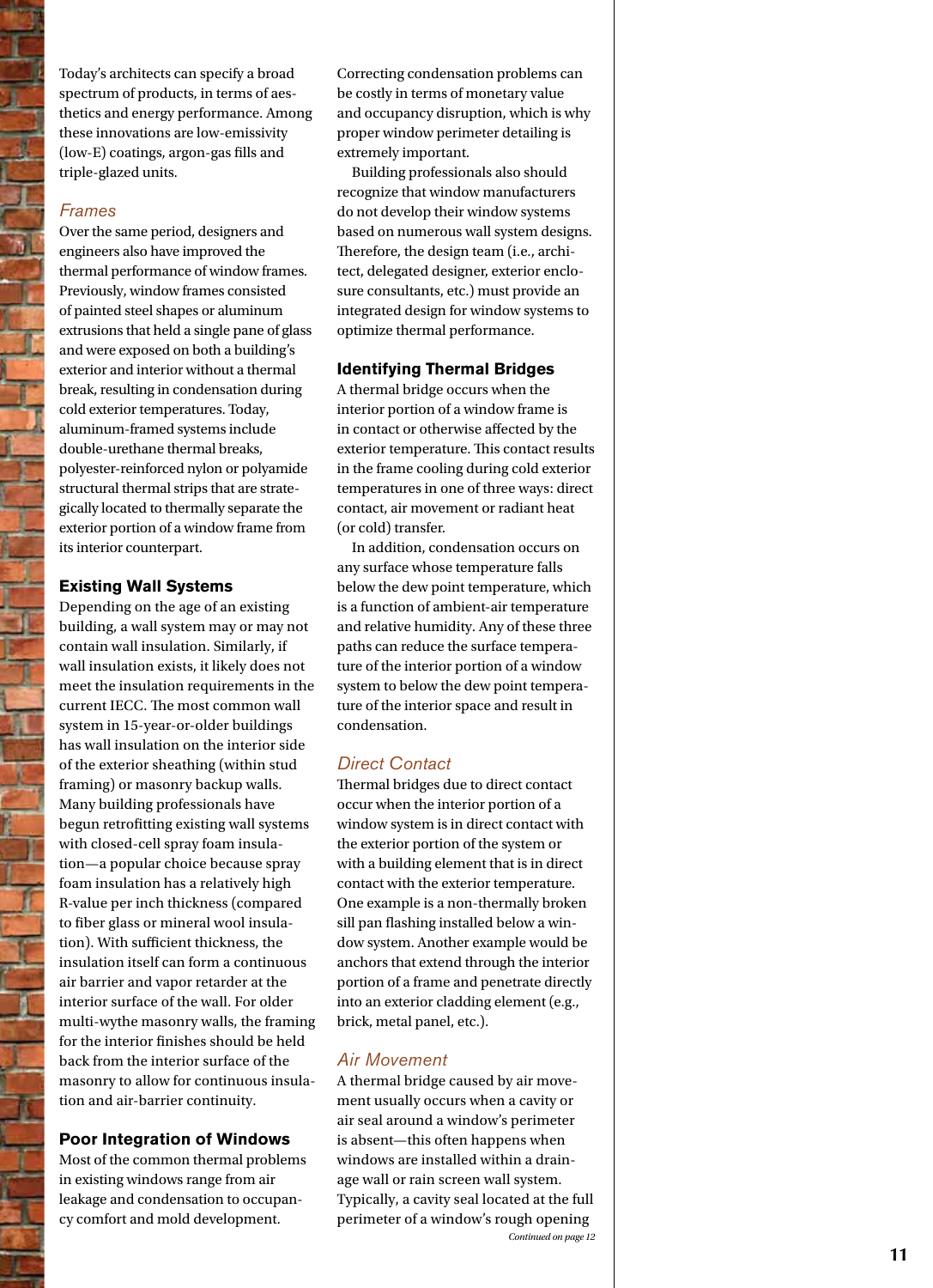Today's architects can specify a broad spectrum of products, in terms of aesthetics and energy performance. Among these innovations are low-emissivity (low-E) coatings, argon-gas fills and triple-glazed units.

### *Frames*

Over the same period, designers and engineers also have improved the thermal performance of window frames. Previously, window frames consisted of painted steel shapes or aluminum extrusions that held a single pane of glass and were exposed on both a building's exterior and interior without a thermal break, resulting in condensation during cold exterior temperatures. Today, aluminum-framed systems include double-urethane thermal breaks, polyester-reinforced nylon or polyamide structural thermal strips that are strategically located to thermally separate the exterior portion of a window frame from its interior counterpart.

## Existing Wall Systems

Depending on the age of an existing building, a wall system may or may not contain wall insulation. Similarly, if wall insulation exists, it likely does not meet the insulation requirements in the current IECC. The most common wall system in 15-year-or-older buildings has wall insulation on the interior side of the exterior sheathing (within stud framing) or masonry backup walls. Many building professionals have begun retrofitting existing wall systems with closed-cell spray foam insulation—a popular choice because spray foam insulation has a relatively high R-value per inch thickness (compared to fiber glass or mineral wool insulation). With sufficient thickness, the insulation itself can form a continuous air barrier and vapor retarder at the interior surface of the wall. For older multi-wythe masonry walls, the framing for the interior finishes should be held back from the interior surface of the masonry to allow for continuous insulation and air-barrier continuity.

## Poor Integration of Windows

Most of the common thermal problems in existing windows range from air leakage and condensation to occupancy comfort and mold development. Correcting condensation problems can be costly in terms of monetary value and occupancy disruption, which is why proper window perimeter detailing is extremely important.

Building professionals also should recognize that window manufacturers do not develop their window systems based on numerous wall system designs. Therefore, the design team (i.e., architect, delegated designer, exterior enclosure consultants, etc.) must provide an integrated design for window systems to optimize thermal performance.

## Identifying Thermal Bridges

A thermal bridge occurs when the interior portion of a window frame is in contact or otherwise affected by the exterior temperature. This contact results in the frame cooling during cold exterior temperatures in one of three ways: direct contact, air movement or radiant heat (or cold) transfer.

In addition, condensation occurs on any surface whose temperature falls below the dew point temperature, which is a function of ambient-air temperature and relative humidity. Any of these three paths can reduce the surface temperature of the interior portion of a window system to below the dew point temperature of the interior space and result in condensation.

### *Direct Contact*

Thermal bridges due to direct contact occur when the interior portion of a window system is in direct contact with the exterior portion of the system or with a building element that is in direct contact with the exterior temperature. One example is a non-thermally broken sill pan flashing installed below a window system. Another example would be anchors that extend through the interior portion of a frame and penetrate directly into an exterior cladding element (e.g., brick, metal panel, etc.).

### *Air Movement*

A thermal bridge caused by air movement usually occurs when a cavity or air seal around a window's perimeter is absent—this often happens when windows are installed within a drainage wall or rain screen wall system. Typically, a cavity seal located at the full perimeter of a window's rough opening

*Continued on page 12*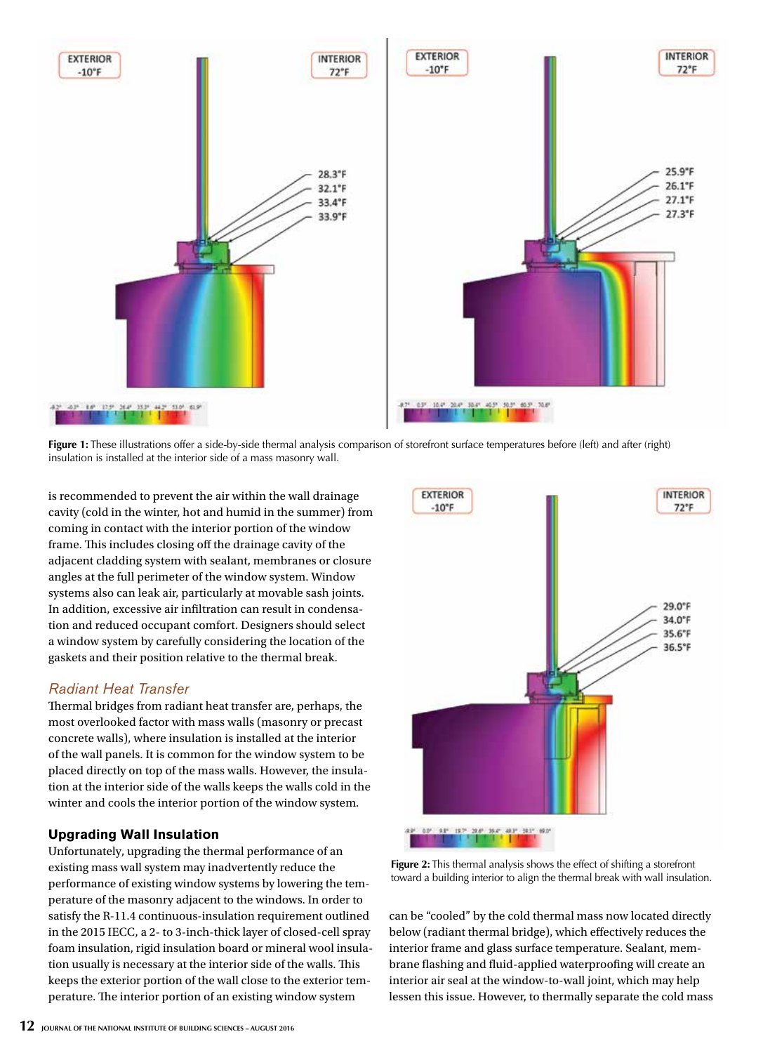Figure 1: These illustrations offer a side-by-side thermal analysis comparison of storefront surface temperatures before (left) and after (right) insulation is installed at the interior side of a mass masonry wall.

is recommended to prevent the air within the wall drainage cavity (cold in the winter, hot and humid in the summer) from coming in contact with the interior portion of the window frame. This includes closing off the drainage cavity of the adjacent cladding system with sealant, membranes or closure angles at the full perimeter of the window system. Window systems also can leak air, particularly at movable sash joints. In addition, excessive air infiltration can result in condensation and reduced occupant comfort. Designers should select a window system by carefully considering the location of the gaskets and their position relative to the thermal break.

### *Radiant Heat Transfer*

Thermal bridges from radiant heat transfer are, perhaps, the most overlooked factor with mass walls (masonry or precast concrete walls), where insulation is installed at the interior of the wall panels. It is common for the window system to be placed directly on top of the mass walls. However, the insulation at the interior side of the walls keeps the walls cold in the winter and cools the interior portion of the window system.

## Upgrading Wall Insulation

Unfortunately, upgrading the thermal performance of an existing mass wall system may inadvertently reduce the performance of existing window systems by lowering the temperature of the masonry adjacent to the windows. In order to satisfy the R-11.4 continuous-insulation requirement outlined in the 2015 IECC, a 2- to 3-inch-thick layer of closed-cell spray foam insulation, rigid insulation board or mineral wool insulation usually is necessary at the interior side of the walls. This keeps the exterior portion of the wall close to the exterior temperature. The interior portion of an existing window system can be "cooled" by the cold thermal mass now located directly below (radiant thermal bridge), which effectively reduces the interior frame and glass surface temperature. Sealant, membrane flashing and fluid-applied waterproofing will create an interior air seal at the window-to-wall joint, which may help lessen this issue. However, to thermally separate the cold mass

Figure 2: This thermal analysis shows the effect of shifting a storefront toward a building interior to align the thermal break with wall insulation.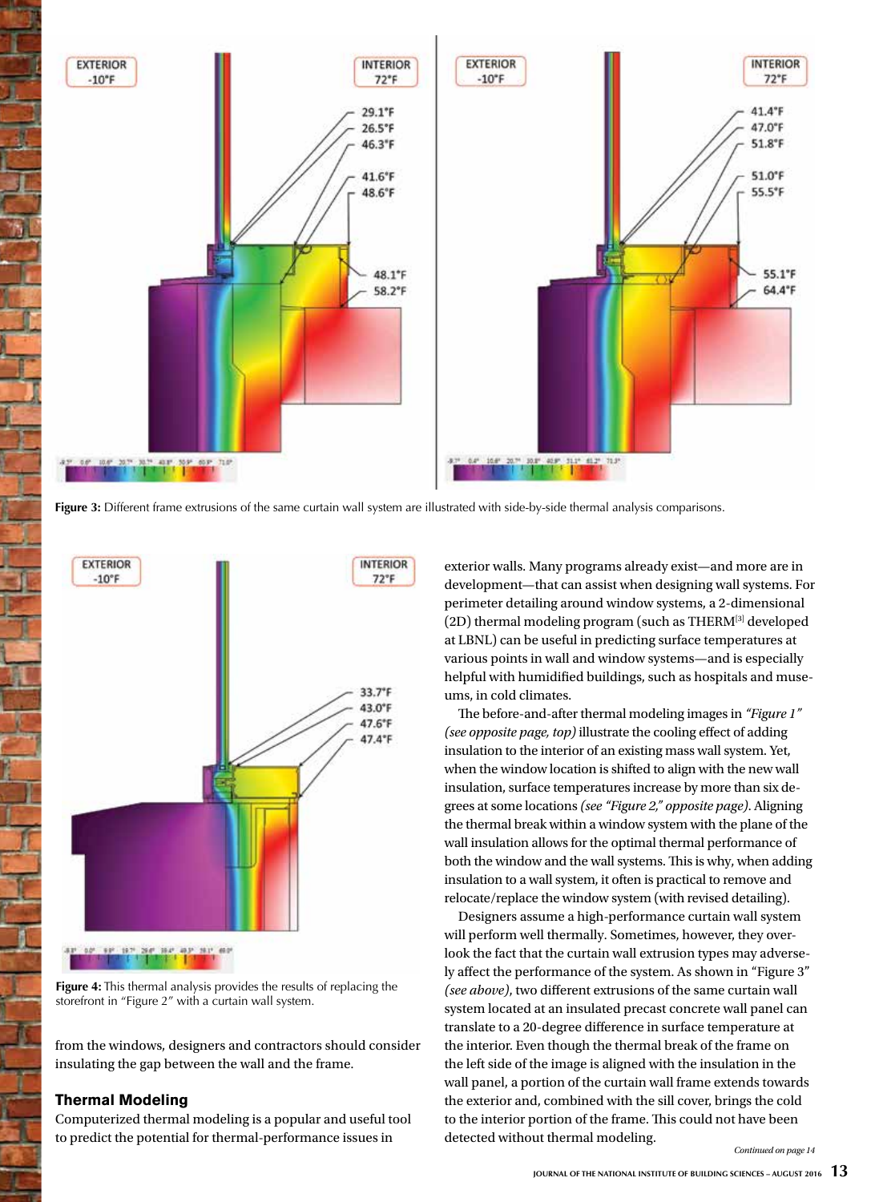Figure 3: Different frame extrusions of the same curtain wall system are illustrated with side-by-side thermal analysis comparisons.

Figure 4: This thermal analysis provides the results of replacing the storefront in "Figure 2" with a curtain wall system.

from the windows, designers and contractors should consider insulating the gap between the wall and the frame.

## Thermal Modeling

Computerized thermal modeling is a popular and useful tool to predict the potential for thermal-performance issues in exterior walls. Many programs already exist—and more are in development—that can assist when designing wall systems. For perimeter detailing around window systems, a 2-dimensional (2D) thermal modeling program (such as THERM[3] developed at LBNL) can be useful in predicting surface temperatures at various points in wall and window systems—and is especially helpful with humidified buildings, such as hospitals and museums, in cold climates.

The before-and-after thermal modeling images in *"Figure 1" (see opposite page, top)* illustrate the cooling effect of adding insulation to the interior of an existing mass wall system. Yet, when the window location is shifted to align with the new wall insulation, surface temperatures increase by more than six degrees at some locations *(see "Figure 2," opposite page)*. Aligning the thermal break within a window system with the plane of the wall insulation allows for the optimal thermal performance of both the window and the wall systems. This is why, when adding insulation to a wall system, it often is practical to remove and relocate/replace the window system (with revised detailing).

Designers assume a high-performance curtain wall system will perform well thermally. Sometimes, however, they overlook the fact that the curtain wall extrusion types may adversely affect the performance of the system. As shown in "Figure 3" *(see above)*, two different extrusions of the same curtain wall system located at an insulated precast concrete wall panel can translate to a 20-degree difference in surface temperature at the interior. Even though the thermal break of the frame on the left side of the image is aligned with the insulation in the wall panel, a portion of the curtain wall frame extends towards the exterior and, combined with the sill cover, brings the cold to the interior portion of the frame. This could not have been detected without thermal modeling.

*Continued on page 14*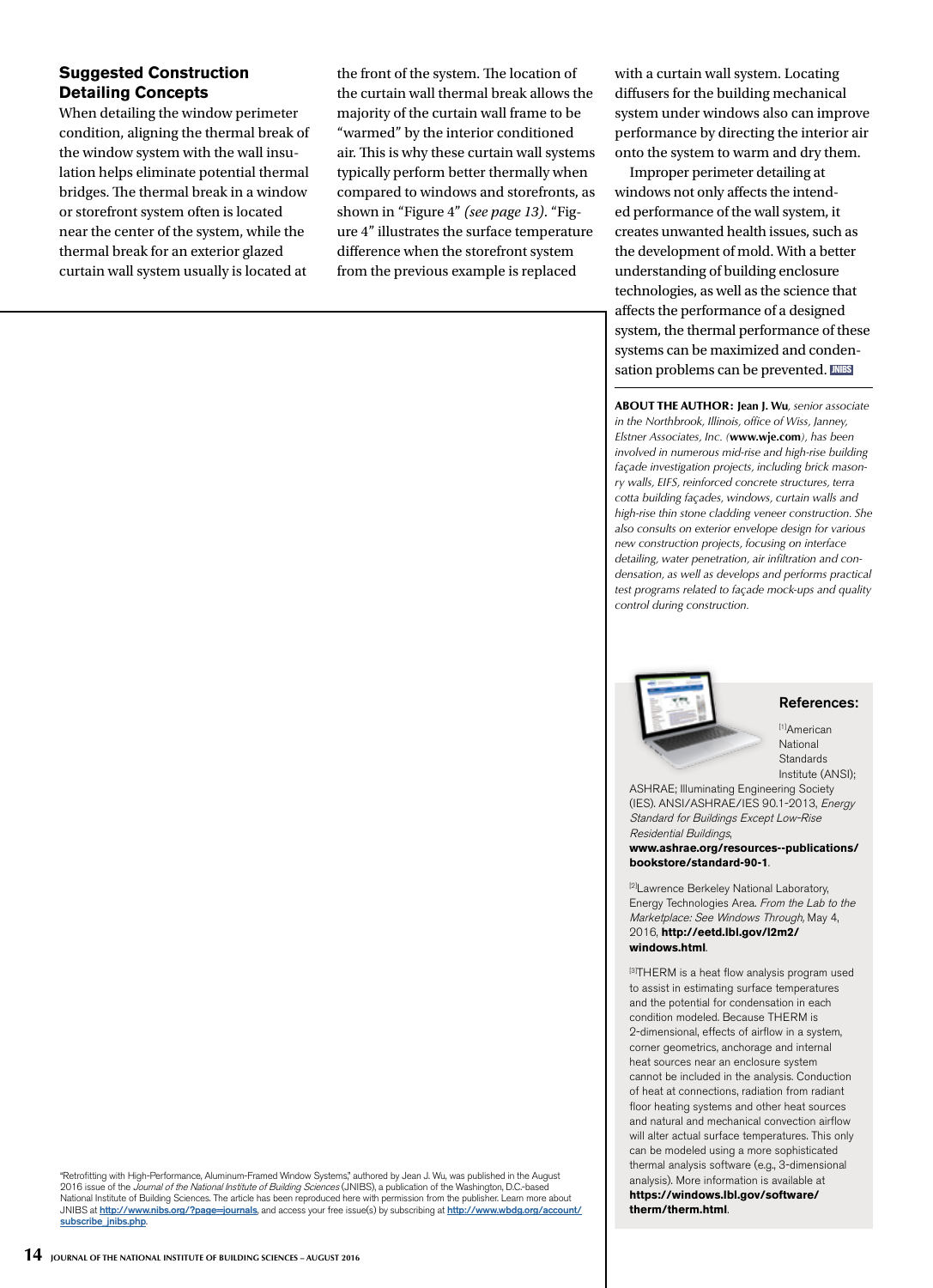## Suggested Construction Detailing Concepts

When detailing the window perimeter condition, aligning the thermal break of the window system with the wall insulation helps eliminate potential thermal bridges. The thermal break in a window or storefront system often is located near the center of the system, while the thermal break for an exterior glazed curtain wall system usually is located at the front of the system. The location of the curtain wall thermal break allows the majority of the curtain wall frame to be "warmed" by the interior conditioned air. This is why these curtain wall systems typically perform better thermally when compared to windows and storefronts, as shown in "Figure 4" *(see page 13)*. "Figure 4" illustrates the surface temperature difference when the storefront system from the previous example is replaced with a curtain wall system. Locating diffusers for the building mechanical system under windows also can improve performance by directing the interior air onto the system to warm and dry them.

Improper perimeter detailing at windows not only affects the intended performance of the wall system, it creates unwanted health issues, such as the development of mold. With a better understanding of building enclosure technologies, as well as the science that affects the performance of a designed system, the thermal performance of these systems can be maximized and condensation problems can be prevented. JNIBS

**ABOUT THE AUTHOR: Jean J. Wu**, *senior associate in the Northbrook, Illinois, office of Wiss, Janney, Elstner Associates, Inc. (***www.wje.com***), has been involved in numerous mid-rise and high-rise building façade investigation projects, including brick masonry walls, EIFS, reinforced concrete structures, terra cotta building façades, windows, curtain walls and high-rise thin stone cladding veneer construction. She also consults on exterior envelope design for various new construction projects, focusing on interface detailing, water penetration, air infiltration and condensation, as well as develops and performs practical test programs related to façade mock-ups and quality control during construction.*

### References:

[1]American National Standards Institute (ANSI); ASHRAE; Illuminating Engineering Society (IES). ANSI/ASHRAE/IES 90.1-2013, *Energy Standard for Buildings Except Low-Rise Residential Buildings*, **www.ashrae.org/resources--publications/bookstore/standard-90-1**.

[2]Lawrence Berkeley National Laboratory, Energy Technologies Area. *From the Lab to the Marketplace: See Windows Through*, May 4, 2016, **http://eetd.lbl.gov/l2m2/windows.html**.

[3]THERM is a heat flow analysis program used to assist in estimating surface temperatures and the potential for condensation in each condition modeled. Because THERM is 2-dimensional, effects of airflow in a system, corner geometrics, anchorage and internal heat sources near an enclosure system cannot be included in the analysis. Conduction of heat at connections, radiation from radiant floor heating systems and other heat sources and natural and mechanical convection airflow will alter actual surface temperatures. This only can be modeled using a more sophisticated thermal analysis software (e.g., 3-dimensional analysis). More information is available at **https://windows.lbl.gov/software/therm/therm.html**.

"Retrofitting with High-Performance, Aluminum-Framed Window Systems," authored by Jean J. Wu, was published in the August 2016 issue of the *Journal of the National Institute of Building Sciences* (JNIBS), a publication of the Washington, D.C.-based National Institute of Building Sciences. The article has been reproduced here with permission from the publisher. Learn more about JNIBS at http://www.nibs.org/?page=journals, and access your free issue(s) by subscribing at http://www.wbdg.org/account/subscribe_jnibs.php.